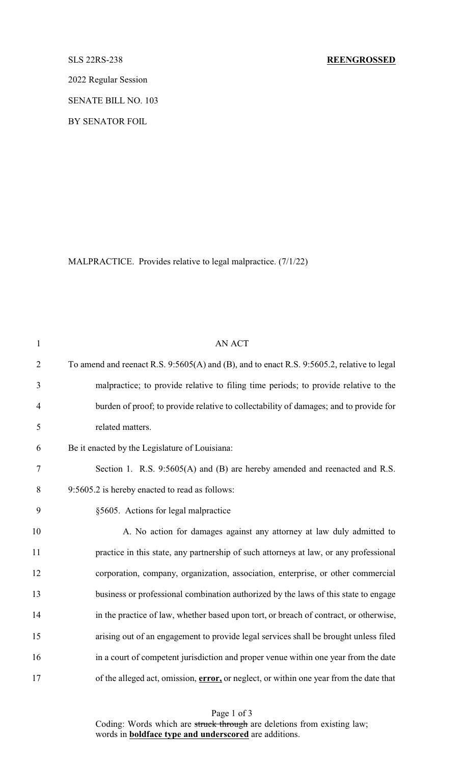SLS 22RS-238 **REENGROSSED**

2022 Regular Session

SENATE BILL NO. 103

BY SENATOR FOIL

MALPRACTICE. Provides relative to legal malpractice. (7/1/22)

AN ACT

To amend and reenact R.S. 9:5605(A) and (B), and to enact R.S. 9:5605.2, relative to legal malpractice; to provide relative to filing time periods; to provide relative to the burden of proof; to provide relative to collectability of damages; and to provide for related matters.

Be it enacted by the Legislature of Louisiana:

Section 1. R.S. 9:5605(A) and (B) are hereby amended and reenacted and R.S. 9:5605.2 is hereby enacted to read as follows:

§5605. Actions for legal malpractice

A. No action for damages against any attorney at law duly admitted to practice in this state, any partnership of such attorneys at law, or any professional corporation, company, organization, association, enterprise, or other commercial business or professional combination authorized by the laws of this state to engage in the practice of law, whether based upon tort, or breach of contract, or otherwise, arising out of an engagement to provide legal services shall be brought unless filed in a court of competent jurisdiction and proper venue within one year from the date of the alleged act, omission, **error,** or neglect, or within one year from the date that

Coding: Words which are ~~struck through~~ are deletions from existing law; words in **boldface type and underscored** are additions.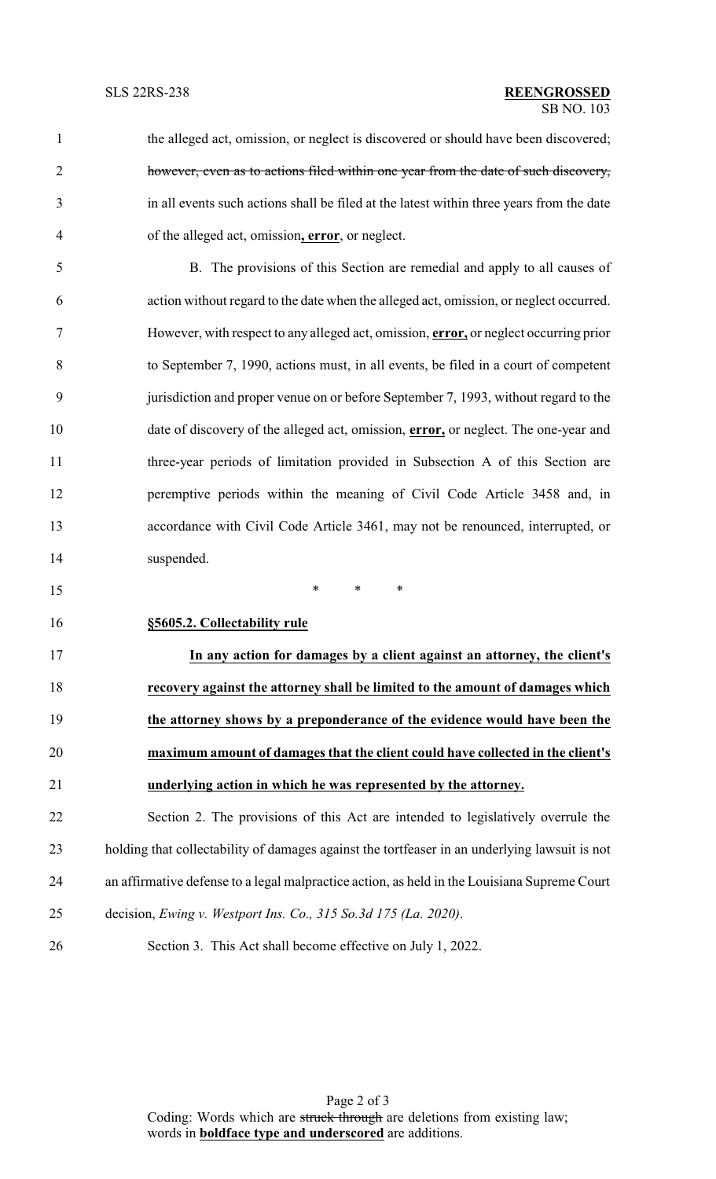the alleged act, omission, or neglect is discovered or should have been discovered; ~~however, even as to actions filed within one year from the date of such discovery,~~ in all events such actions shall be filed at the latest within three years from the date of the alleged act, omission**, error**, or neglect.

B. The provisions of this Section are remedial and apply to all causes of action without regard to the date when the alleged act, omission, or neglect occurred. However, with respect to any alleged act, omission, **<u>error,</u>** or neglect occurring prior to September 7, 1990, actions must, in all events, be filed in a court of competent jurisdiction and proper venue on or before September 7, 1993, without regard to the date of discovery of the alleged act, omission, **<u>error,</u>** or neglect. The one-year and three-year periods of limitation provided in Subsection A of this Section are peremptive periods within the meaning of Civil Code Article 3458 and, in accordance with Civil Code Article 3461, may not be renounced, interrupted, or suspended.

\* \* \*

**<u>§5605.2. Collectability rule</u>**

**<u>In any action for damages by a client against an attorney, the client's recovery against the attorney shall be limited to the amount of damages which the attorney shows by a preponderance of the evidence would have been the maximum amount of damages that the client could have collected in the client's underlying action in which he was represented by the attorney.</u>**

Section 2. The provisions of this Act are intended to legislatively overrule the holding that collectability of damages against the tortfeaser in an underlying lawsuit is not an affirmative defense to a legal malpractice action, as held in the Louisiana Supreme Court decision, *Ewing v. Westport Ins. Co., 315 So.3d 175 (La. 2020)*.

Section 3. This Act shall become effective on July 1, 2022.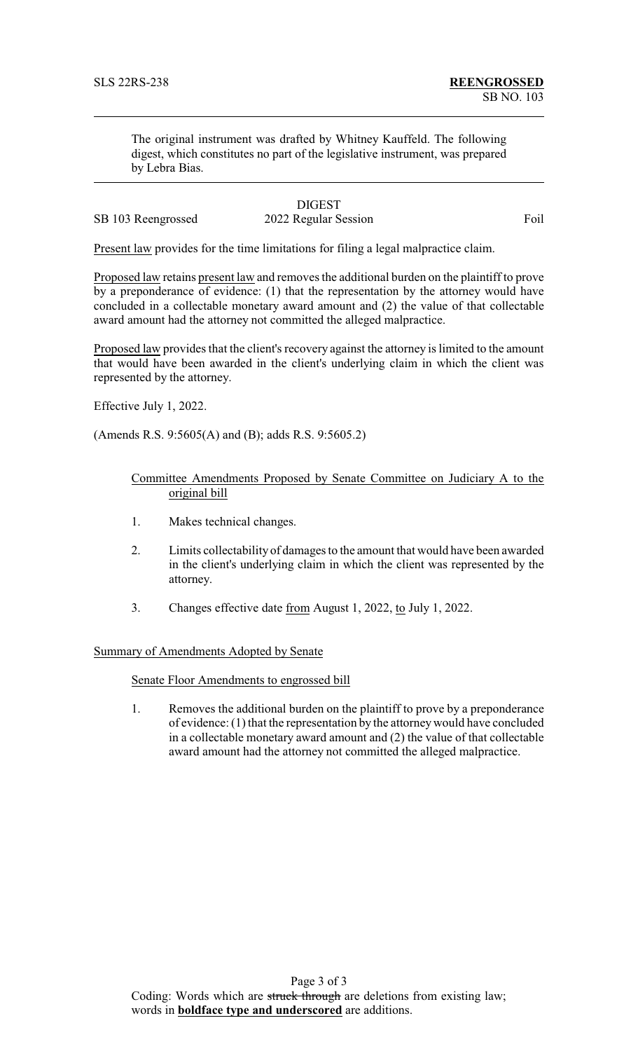SLS 22RS-238 **REENGROSSED**
SB NO. 103

The original instrument was drafted by Whitney Kauffeld. The following digest, which constitutes no part of the legislative instrument, was prepared by Lebra Bias.

DIGEST

SB 103 Reengrossed 2022 Regular Session Foil

Present law provides for the time limitations for filing a legal malpractice claim.

Proposed law retains present law and removes the additional burden on the plaintiff to prove by a preponderance of evidence: (1) that the representation by the attorney would have concluded in a collectable monetary award amount and (2) the value of that collectable award amount had the attorney not committed the alleged malpractice.

Proposed law provides that the client's recovery against the attorney is limited to the amount that would have been awarded in the client's underlying claim in which the client was represented by the attorney.

Effective July 1, 2022.

(Amends R.S. 9:5605(A) and (B); adds R.S. 9:5605.2)

Committee Amendments Proposed by Senate Committee on Judiciary A to the original bill

1. Makes technical changes.
2. Limits collectability of damages to the amount that would have been awarded in the client's underlying claim in which the client was represented by the attorney.
3. Changes effective date from August 1, 2022, to July 1, 2022.

Summary of Amendments Adopted by Senate

Senate Floor Amendments to engrossed bill

1. Removes the additional burden on the plaintiff to prove by a preponderance of evidence: (1) that the representation by the attorney would have concluded in a collectable monetary award amount and (2) the value of that collectable award amount had the attorney not committed the alleged malpractice.

Coding: Words which are ~~struck through~~ are deletions from existing law; words in **boldface type and underscored** are additions.